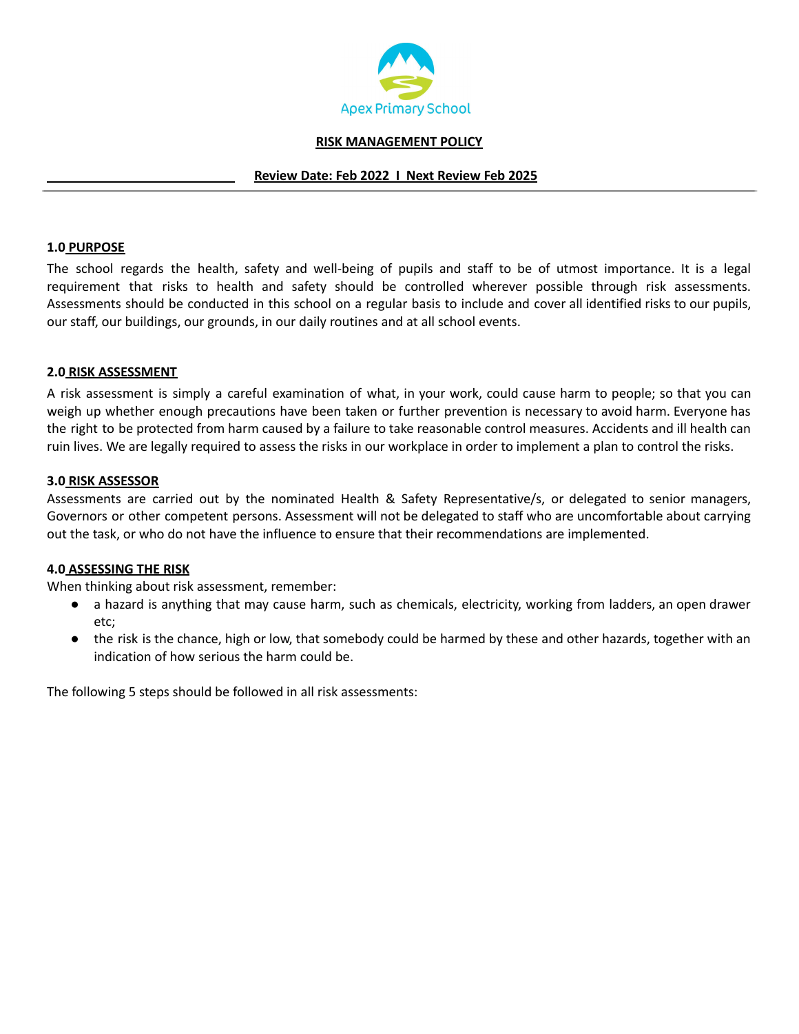Apex Primary School

**RISK MANAGEMENT POLICY**

**Review Date: Feb 2022 I Next Review Feb 2025**

### 1.0 PURPOSE

The school regards the health, safety and well-being of pupils and staff to be of utmost importance. It is a legal requirement that risks to health and safety should be controlled wherever possible through risk assessments. Assessments should be conducted in this school on a regular basis to include and cover all identified risks to our pupils, our staff, our buildings, our grounds, in our daily routines and at all school events.

### 2.0 RISK ASSESSMENT

A risk assessment is simply a careful examination of what, in your work, could cause harm to people; so that you can weigh up whether enough precautions have been taken or further prevention is necessary to avoid harm. Everyone has the right to be protected from harm caused by a failure to take reasonable control measures. Accidents and ill health can ruin lives. We are legally required to assess the risks in our workplace in order to implement a plan to control the risks.

### 3.0 RISK ASSESSOR

Assessments are carried out by the nominated Health & Safety Representative/s, or delegated to senior managers, Governors or other competent persons. Assessment will not be delegated to staff who are uncomfortable about carrying out the task, or who do not have the influence to ensure that their recommendations are implemented.

### 4.0 ASSESSING THE RISK

When thinking about risk assessment, remember:

- a hazard is anything that may cause harm, such as chemicals, electricity, working from ladders, an open drawer etc;
- the risk is the chance, high or low, that somebody could be harmed by these and other hazards, together with an indication of how serious the harm could be.

The following 5 steps should be followed in all risk assessments: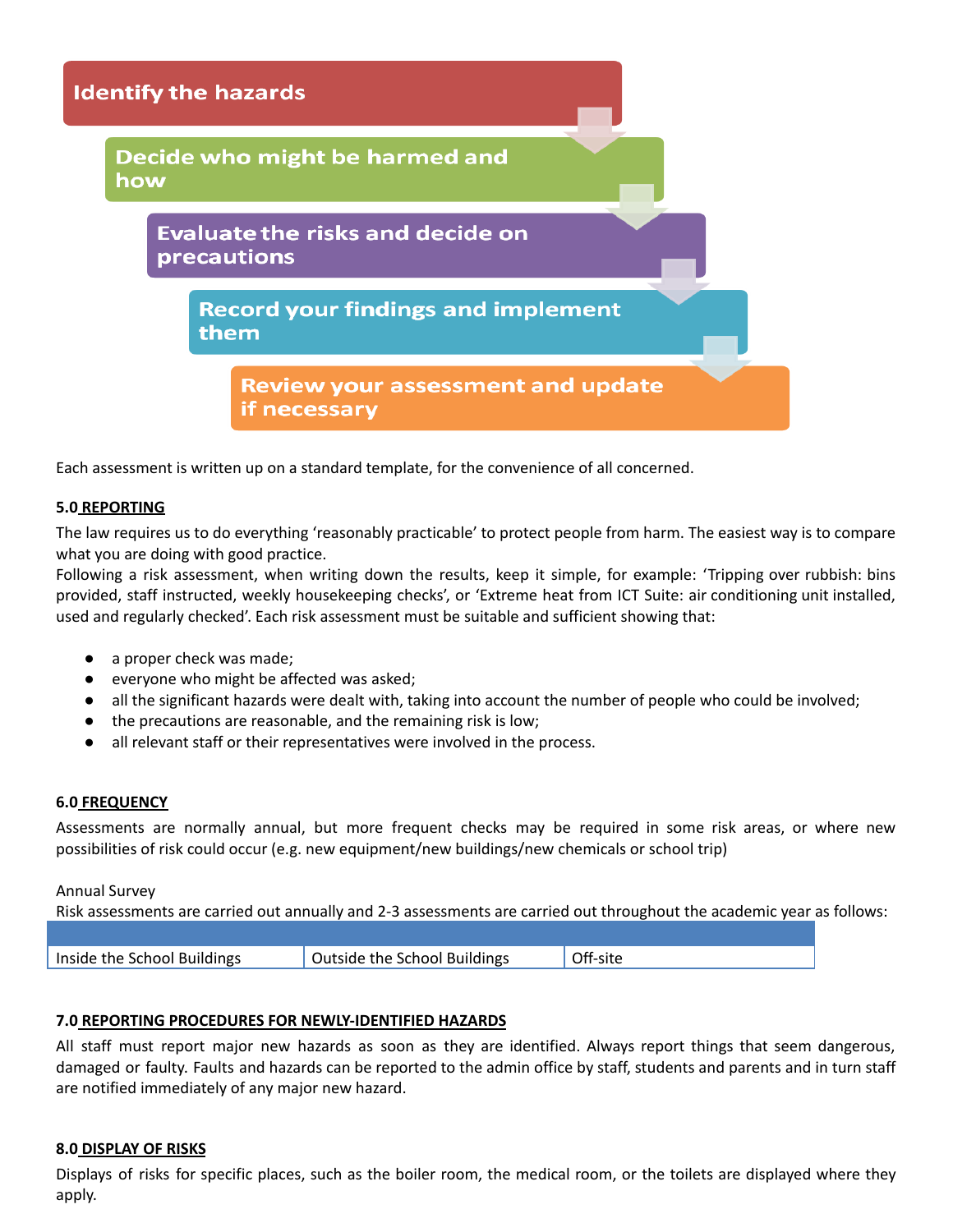Identify the hazards

Decide who might be harmed and how

Evaluate the risks and decide on precautions

Record your findings and implement them

Review your assessment and update if necessary

Each assessment is written up on a standard template, for the convenience of all concerned.

#### 5.0 REPORTING

The law requires us to do everything 'reasonably practicable' to protect people from harm. The easiest way is to compare what you are doing with good practice.

Following a risk assessment, when writing down the results, keep it simple, for example: 'Tripping over rubbish: bins provided, staff instructed, weekly housekeeping checks', or 'Extreme heat from ICT Suite: air conditioning unit installed, used and regularly checked'. Each risk assessment must be suitable and sufficient showing that:

- a proper check was made;
- everyone who might be affected was asked;
- all the significant hazards were dealt with, taking into account the number of people who could be involved;
- the precautions are reasonable, and the remaining risk is low;
- all relevant staff or their representatives were involved in the process.

#### 6.0 FREQUENCY

Assessments are normally annual, but more frequent checks may be required in some risk areas, or where new possibilities of risk could occur (e.g. new equipment/new buildings/new chemicals or school trip)

Annual Survey

Risk assessments are carried out annually and 2-3 assessments are carried out throughout the academic year as follows:

| | | |
|---|---|---|
| Inside the School Buildings | Outside the School Buildings | Off-site |

#### 7.0 REPORTING PROCEDURES FOR NEWLY-IDENTIFIED HAZARDS

All staff must report major new hazards as soon as they are identified. Always report things that seem dangerous, damaged or faulty. Faults and hazards can be reported to the admin office by staff, students and parents and in turn staff are notified immediately of any major new hazard.

#### 8.0 DISPLAY OF RISKS

Displays of risks for specific places, such as the boiler room, the medical room, or the toilets are displayed where they apply.